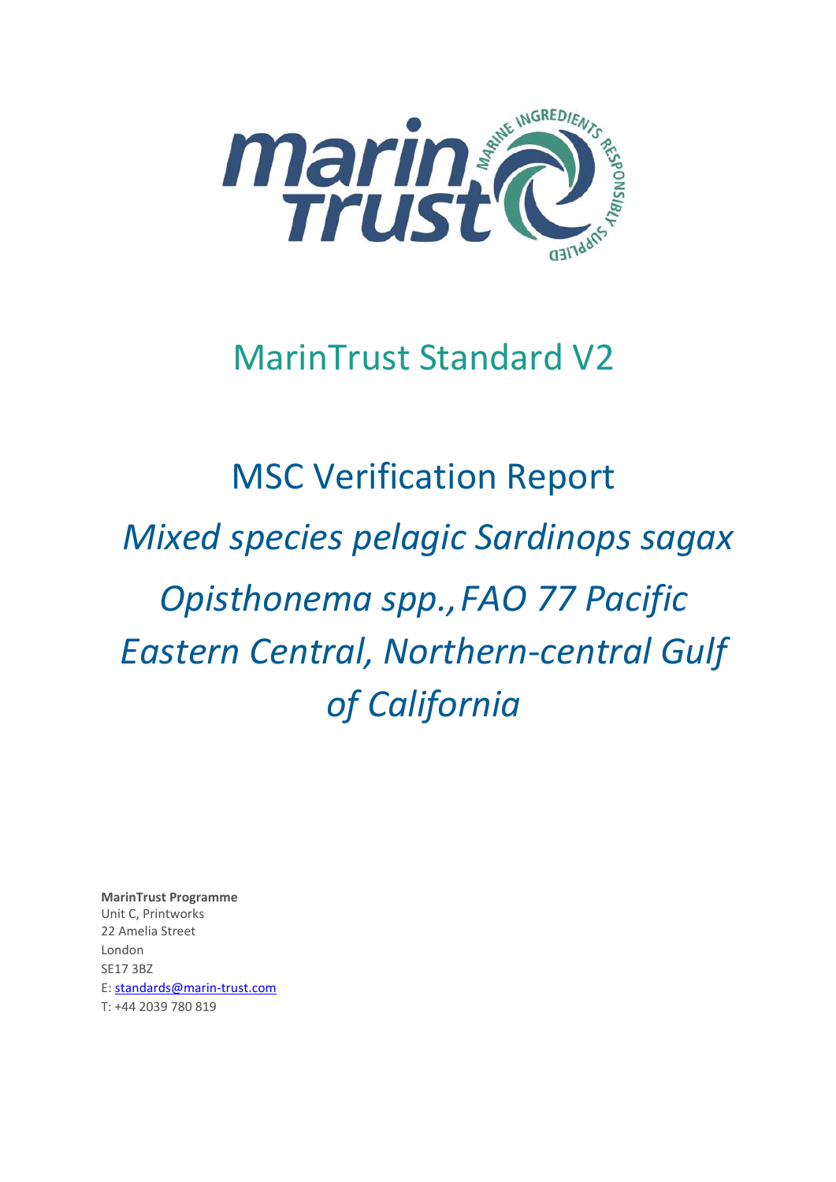# MarinTrust Standard V2

## MSC Verification Report

## *Mixed species pelagic Sardinops sagax Opisthonema spp., FAO 77 Pacific Eastern Central, Northern-central Gulf of California*

**MarinTrust Programme**
Unit C, Printworks
22 Amelia Street
London
SE17 3BZ
E: standards@marin-trust.com
T: +44 2039 780 819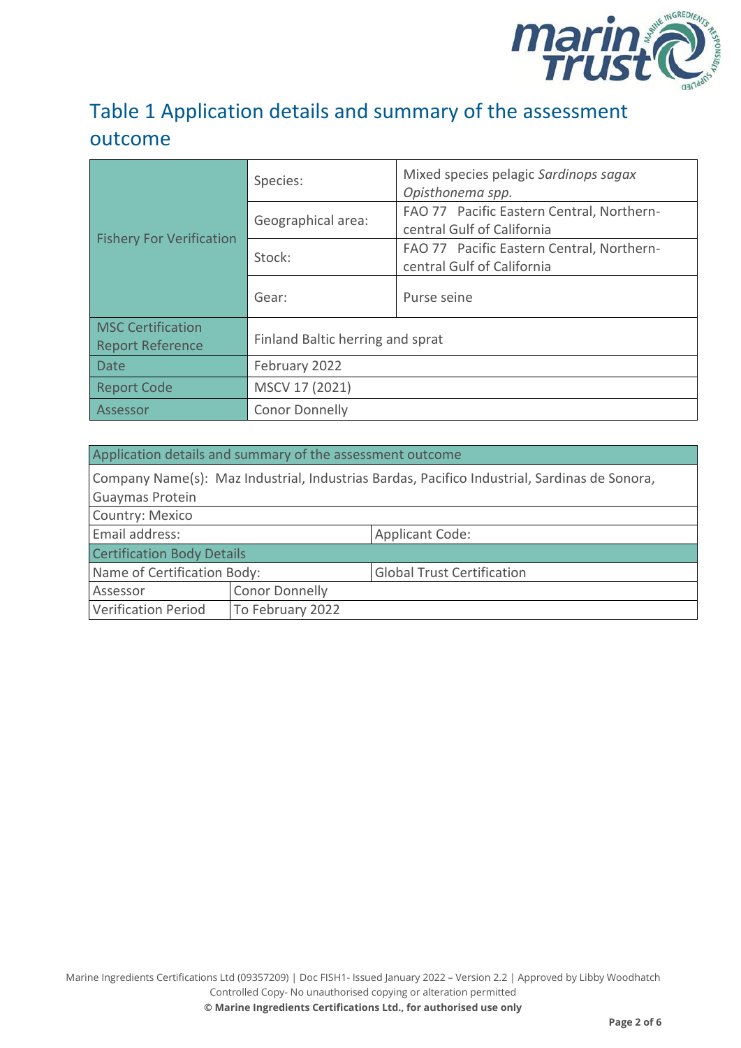# Table 1 Application details and summary of the assessment outcome

| | | |
|---|---|---|
| Fishery For Verification | Species: | Mixed species pelagic *Sardinops sagax Opisthonema spp.* |
| | Geographical area: | FAO 77 Pacific Eastern Central, Northern-central Gulf of California |
| | Stock: | FAO 77 Pacific Eastern Central, Northern-central Gulf of California |
| | Gear: | Purse seine |
| MSC Certification Report Reference | Finland Baltic herring and sprat | |
| Date | February 2022 | |
| Report Code | MSCV 17 (2021) | |
| Assessor | Conor Donnelly | |

| Application details and summary of the assessment outcome | | |
|---|---|---|
| Company Name(s): Maz Industrial, Industrias Bardas, Pacifico Industrial, Sardinas de Sonora, Guaymas Protein | | |
| Country: Mexico | | |
| Email address: | | Applicant Code: |
| Certification Body Details | | |
| Name of Certification Body: | | Global Trust Certification |
| Assessor | Conor Donnelly | |
| Verification Period | To February 2022 | |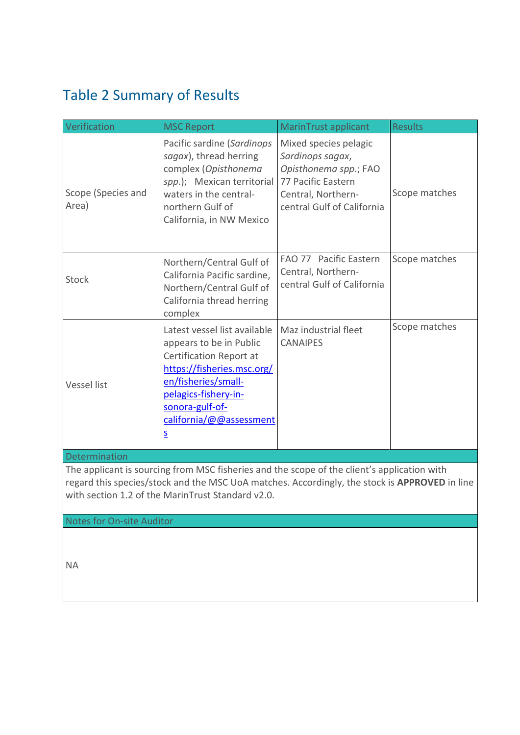## Table 2 Summary of Results

| Verification | MSC Report | MarinTrust applicant | Results |
|---|---|---|---|
| Scope (Species and Area) | Pacific sardine (*Sardinops sagax*), thread herring complex (*Opisthonema spp.*); Mexican territorial waters in the central-northern Gulf of California, in NW Mexico | Mixed species pelagic *Sardinops sagax*, *Opisthonema spp.*; FAO 77 Pacific Eastern Central, Northern-central Gulf of California | Scope matches |
| Stock | Northern/Central Gulf of California Pacific sardine, Northern/Central Gulf of California thread herring complex | FAO 77 Pacific Eastern Central, Northern-central Gulf of California | Scope matches |
| Vessel list | Latest vessel list available appears to be in Public Certification Report at [https://fisheries.msc.org/en/fisheries/small-pelagics-fishery-in-sonora-gulf-of-california/@@assessments](https://fisheries.msc.org/en/fisheries/small-pelagics-fishery-in-sonora-gulf-of-california/@@assessments) | Maz industrial fleet CANAIPES | Scope matches |

| Determination |
|---|
| The applicant is sourcing from MSC fisheries and the scope of the client's application with regard this species/stock and the MSC UoA matches. Accordingly, the stock is **APPROVED** in line with section 1.2 of the MarinTrust Standard v2.0. |

| Notes for On-site Auditor |
|---|
| NA |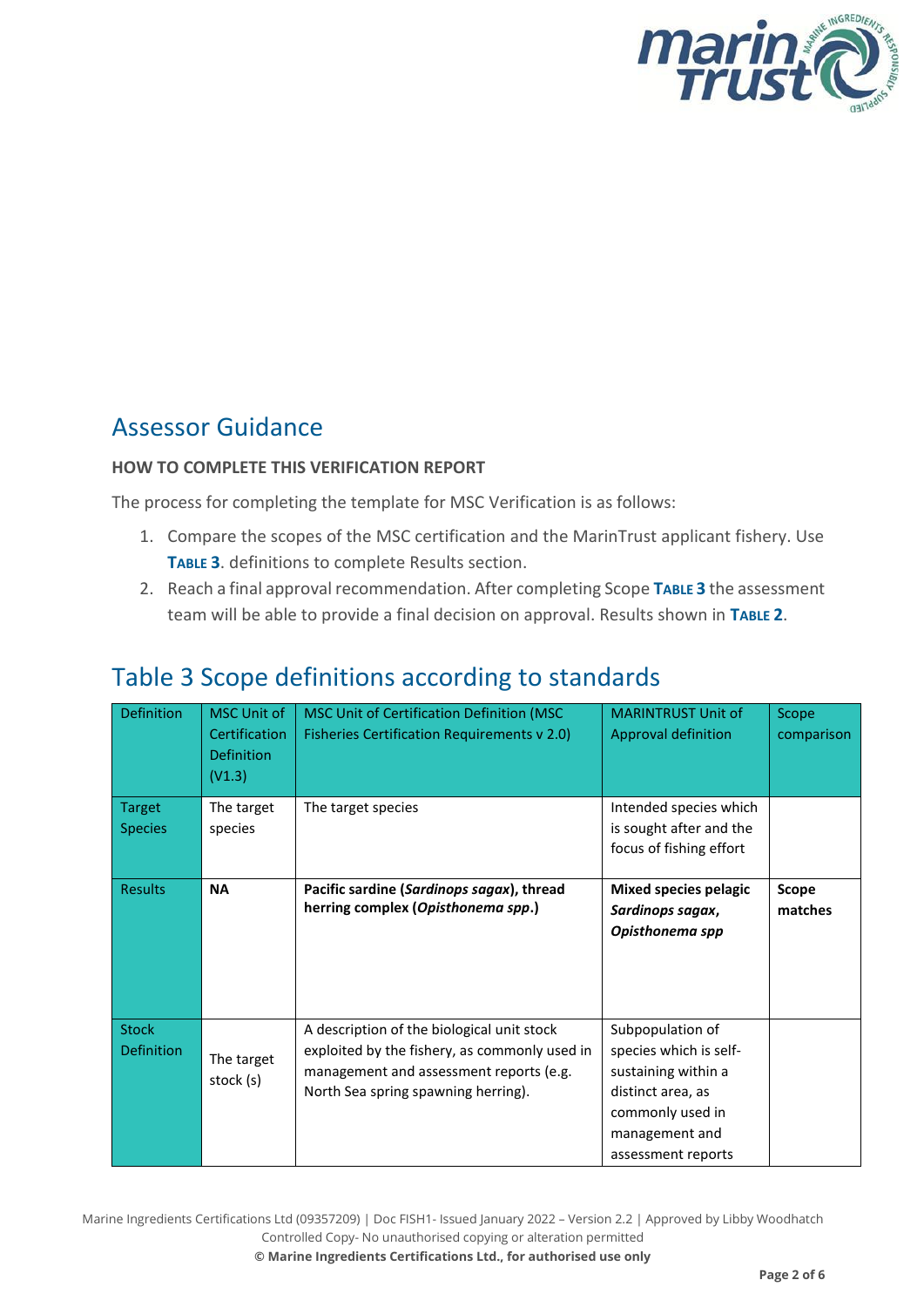## Assessor Guidance

**HOW TO COMPLETE THIS VERIFICATION REPORT**

The process for completing the template for MSC Verification is as follows:

1. Compare the scopes of the MSC certification and the MarinTrust applicant fishery. Use **TABLE 3**. definitions to complete Results section.
2. Reach a final approval recommendation. After completing Scope **TABLE 3** the assessment team will be able to provide a final decision on approval. Results shown in **TABLE 2**.

## Table 3 Scope definitions according to standards

| Definition | MSC Unit of Certification Definition (V1.3) | MSC Unit of Certification Definition (MSC Fisheries Certification Requirements v 2.0) | MARINTRUST Unit of Approval definition | Scope comparison |
|---|---|---|---|---|
| Target Species | The target species | The target species | Intended species which is sought after and the focus of fishing effort | |
| Results | **NA** | **Pacific sardine (*Sardinops sagax*), thread herring complex (*Opisthonema spp*.)** | **Mixed species pelagic *Sardinops sagax*, *Opisthonema spp*** | **Scope matches** |
| Stock Definition | The target stock (s) | A description of the biological unit stock exploited by the fishery, as commonly used in management and assessment reports (e.g. North Sea spring spawning herring). | Subpopulation of species which is self-sustaining within a distinct area, as commonly used in management and assessment reports | |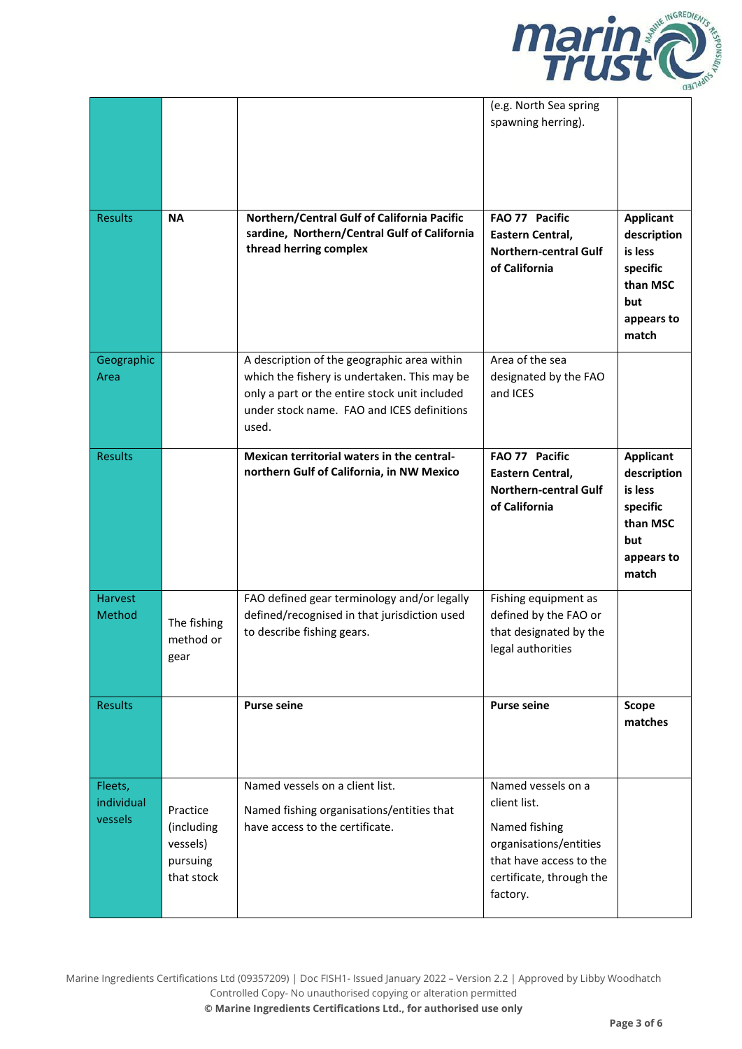| | | | | |
|---|---|---|---|---|
| | | | (e.g. North Sea spring spawning herring). | |
| Results | **NA** | **Northern/Central Gulf of California Pacific sardine, Northern/Central Gulf of California thread herring complex** | **FAO 77 Pacific Eastern Central, Northern-central Gulf of California** | **Applicant description is less specific than MSC but appears to match** |
| Geographic Area | | A description of the geographic area within which the fishery is undertaken. This may be only a part or the entire stock unit included under stock name. FAO and ICES definitions used. | Area of the sea designated by the FAO and ICES | |
| Results | | **Mexican territorial waters in the central-northern Gulf of California, in NW Mexico** | **FAO 77 Pacific Eastern Central, Northern-central Gulf of California** | **Applicant description is less specific than MSC but appears to match** |
| Harvest Method | The fishing method or gear | FAO defined gear terminology and/or legally defined/recognised in that jurisdiction used to describe fishing gears. | Fishing equipment as defined by the FAO or that designated by the legal authorities | |
| Results | | **Purse seine** | **Purse seine** | **Scope matches** |
| Fleets, individual vessels | Practice (including vessels) pursuing that stock | Named vessels on a client list.<br><br>Named fishing organisations/entities that have access to the certificate. | Named vessels on a client list.<br><br>Named fishing organisations/entities that have access to the certificate, through the factory. | |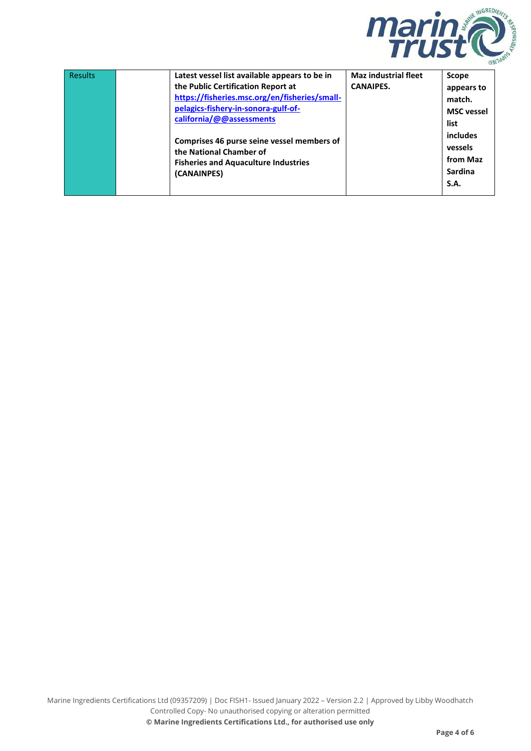| | | | | |
|---|---|---|---|---|
| Results | | **Latest vessel list available appears to be in the Public Certification Report at [https://fisheries.msc.org/en/fisheries/small-pelagics-fishery-in-sonora-gulf-of-california/@@assessments](https://fisheries.msc.org/en/fisheries/small-pelagics-fishery-in-sonora-gulf-of-california/@@assessments)**<br><br>**Comprises 46 purse seine vessel members of the National Chamber of Fisheries and Aquaculture Industries (CANAINPES)** | **Maz industrial fleet CANAIPES.** | **Scope appears to match. MSC vessel list includes vessels from Maz Sardina S.A.** |